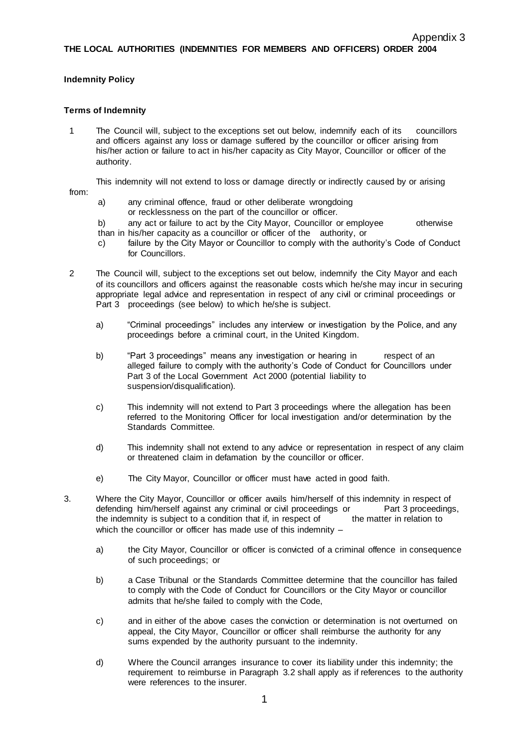Appendix 3

**THE LOCAL AUTHORITIES (INDEMNITIES FOR MEMBERS AND OFFICERS) ORDER 2004**

**Indemnity Policy**

**Terms of Indemnity**

1 The Council will, subject to the exceptions set out below, indemnify each of its councillors and officers against any loss or damage suffered by the councillor or officer arising from his/her action or failure to act in his/her capacity as City Mayor, Councillor or officer of the authority.

This indemnity will not extend to loss or damage directly or indirectly caused by or arising from:

a) any criminal offence, fraud or other deliberate wrongdoing or recklessness on the part of the councillor or officer.

b) any act or failure to act by the City Mayor, Councillor or employee otherwise than in his/her capacity as a councillor or officer of the authority, or

c) failure by the City Mayor or Councillor to comply with the authority's Code of Conduct for Councillors.

2 The Council will, subject to the exceptions set out below, indemnify the City Mayor and each of its councillors and officers against the reasonable costs which he/she may incur in securing appropriate legal advice and representation in respect of any civil or criminal proceedings or Part 3 proceedings (see below) to which he/she is subject.

a) "Criminal proceedings" includes any interview or investigation by the Police, and any proceedings before a criminal court, in the United Kingdom.

b) "Part 3 proceedings" means any investigation or hearing in respect of an alleged failure to comply with the authority's Code of Conduct for Councillors under Part 3 of the Local Government Act 2000 (potential liability to suspension/disqualification).

c) This indemnity will not extend to Part 3 proceedings where the allegation has been referred to the Monitoring Officer for local investigation and/or determination by the Standards Committee.

d) This indemnity shall not extend to any advice or representation in respect of any claim or threatened claim in defamation by the councillor or officer.

e) The City Mayor, Councillor or officer must have acted in good faith.

3. Where the City Mayor, Councillor or officer avails him/herself of this indemnity in respect of defending him/herself against any criminal or civil proceedings or Part 3 proceedings, the indemnity is subject to a condition that if, in respect of the matter in relation to which the councillor or officer has made use of this indemnity –

a) the City Mayor, Councillor or officer is convicted of a criminal offence in consequence of such proceedings; or

b) a Case Tribunal or the Standards Committee determine that the councillor has failed to comply with the Code of Conduct for Councillors or the City Mayor or councillor admits that he/she failed to comply with the Code,

c) and in either of the above cases the conviction or determination is not overturned on appeal, the City Mayor, Councillor or officer shall reimburse the authority for any sums expended by the authority pursuant to the indemnity.

d) Where the Council arranges insurance to cover its liability under this indemnity; the requirement to reimburse in Paragraph 3.2 shall apply as if references to the authority were references to the insurer.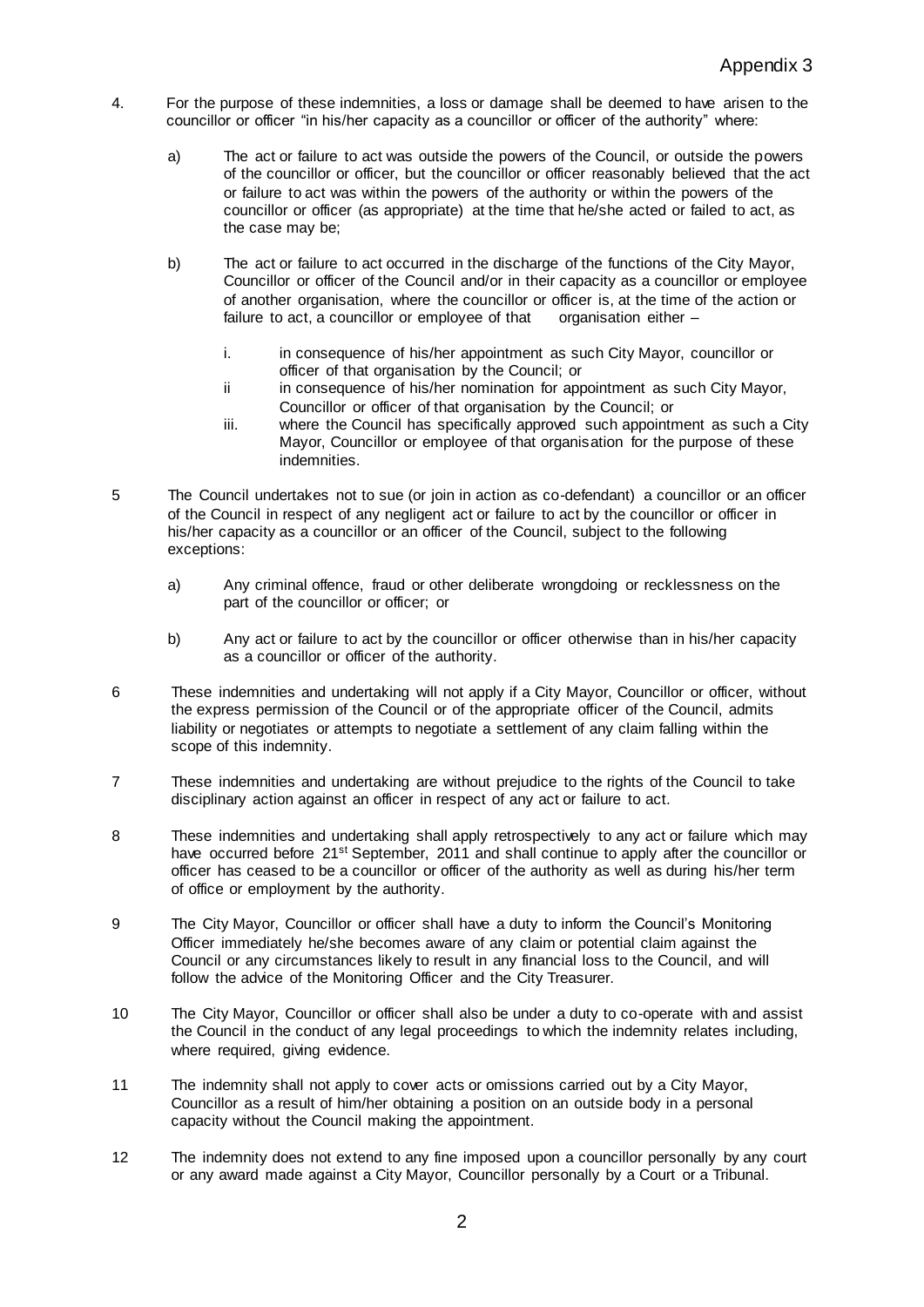Appendix 3

4. For the purpose of these indemnities, a loss or damage shall be deemed to have arisen to the councillor or officer "in his/her capacity as a councillor or officer of the authority" where:

   a) The act or failure to act was outside the powers of the Council, or outside the powers of the councillor or officer, but the councillor or officer reasonably believed that the act or failure to act was within the powers of the authority or within the powers of the councillor or officer (as appropriate) at the time that he/she acted or failed to act, as the case may be;

   b) The act or failure to act occurred in the discharge of the functions of the City Mayor, Councillor or officer of the Council and/or in their capacity as a councillor or employee of another organisation, where the councillor or officer is, at the time of the action or failure to act, a councillor or employee of that organisation either –

      i. in consequence of his/her appointment as such City Mayor, councillor or officer of that organisation by the Council; or

      ii in consequence of his/her nomination for appointment as such City Mayor, Councillor or officer of that organisation by the Council; or

      iii. where the Council has specifically approved such appointment as such a City Mayor, Councillor or employee of that organisation for the purpose of these indemnities.

5 The Council undertakes not to sue (or join in action as co-defendant) a councillor or an officer of the Council in respect of any negligent act or failure to act by the councillor or officer in his/her capacity as a councillor or an officer of the Council, subject to the following exceptions:

   a) Any criminal offence, fraud or other deliberate wrongdoing or recklessness on the part of the councillor or officer; or

   b) Any act or failure to act by the councillor or officer otherwise than in his/her capacity as a councillor or officer of the authority.

6 These indemnities and undertaking will not apply if a City Mayor, Councillor or officer, without the express permission of the Council or of the appropriate officer of the Council, admits liability or negotiates or attempts to negotiate a settlement of any claim falling within the scope of this indemnity.

7 These indemnities and undertaking are without prejudice to the rights of the Council to take disciplinary action against an officer in respect of any act or failure to act.

8 These indemnities and undertaking shall apply retrospectively to any act or failure which may have occurred before 21st September, 2011 and shall continue to apply after the councillor or officer has ceased to be a councillor or officer of the authority as well as during his/her term of office or employment by the authority.

9 The City Mayor, Councillor or officer shall have a duty to inform the Council's Monitoring Officer immediately he/she becomes aware of any claim or potential claim against the Council or any circumstances likely to result in any financial loss to the Council, and will follow the advice of the Monitoring Officer and the City Treasurer.

10 The City Mayor, Councillor or officer shall also be under a duty to co-operate with and assist the Council in the conduct of any legal proceedings to which the indemnity relates including, where required, giving evidence.

11 The indemnity shall not apply to cover acts or omissions carried out by a City Mayor, Councillor as a result of him/her obtaining a position on an outside body in a personal capacity without the Council making the appointment.

12 The indemnity does not extend to any fine imposed upon a councillor personally by any court or any award made against a City Mayor, Councillor personally by a Court or a Tribunal.